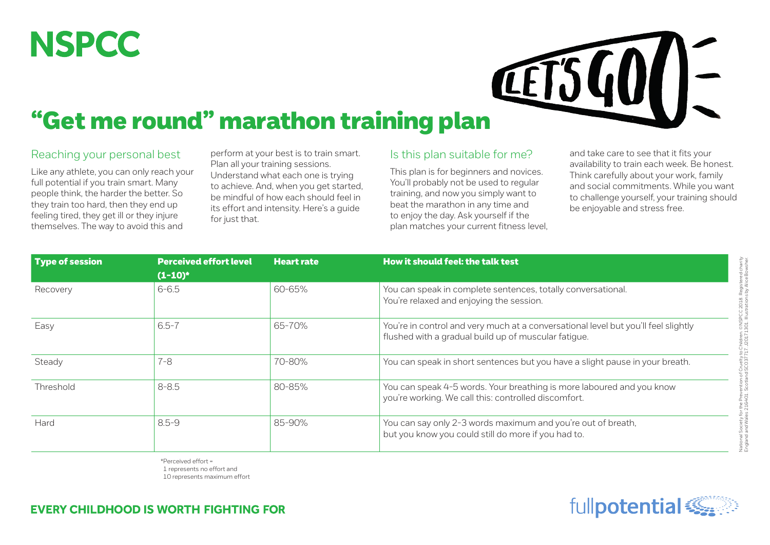# NSPCC

LET'S GO!

# "Get me round" marathon training plan

## Reaching your personal best

Like any athlete, you can only reach your full potential if you train smart. Many people think, the harder the better. So they train too hard, then they end up feeling tired, they get ill or they injure themselves. The way to avoid this and perform at your best is to train smart. Plan all your training sessions. Understand what each one is trying to achieve. And, when you get started, be mindful of how each should feel in its effort and intensity. Here's a guide for just that.

## Is this plan suitable for me?

This plan is for beginners and novices. You'll probably not be used to regular training, and now you simply want to beat the marathon in any time and to enjoy the day. Ask yourself if the plan matches your current fitness level, and take care to see that it fits your availability to train each week. Be honest. Think carefully about your work, family and social commitments. While you want to challenge yourself, your training should be enjoyable and stress free.

| Type of session | Perceived effort level (1-10)* | Heart rate | How it should feel: the talk test |
|---|---|---|---|
| Recovery | 6-6.5 | 60-65% | You can speak in complete sentences, totally conversational. You're relaxed and enjoying the session. |
| Easy | 6.5-7 | 65-70% | You're in control and very much at a conversational level but you'll feel slightly flushed with a gradual build up of muscular fatigue. |
| Steady | 7-8 | 70-80% | You can speak in short sentences but you have a slight pause in your breath. |
| Threshold | 8-8.5 | 80-85% | You can speak 4-5 words. Your breathing is more laboured and you know you're working. We call this: controlled discomfort. |
| Hard | 8.5-9 | 85-90% | You can say only 2-3 words maximum and you're out of breath, but you know you could still do more if you had to. |

*Perceived effort =
1 represents no effort and
10 represents maximum effort

**EVERY CHILDHOOD IS WORTH FIGHTING FOR**

fullpotential

National Society for the Prevention of Cruelty to Children. ©NSPCC 2018. Registered charity England and Wales 216401. Scotland SC037717. J20171301. Illustrations by Alice Bowsher.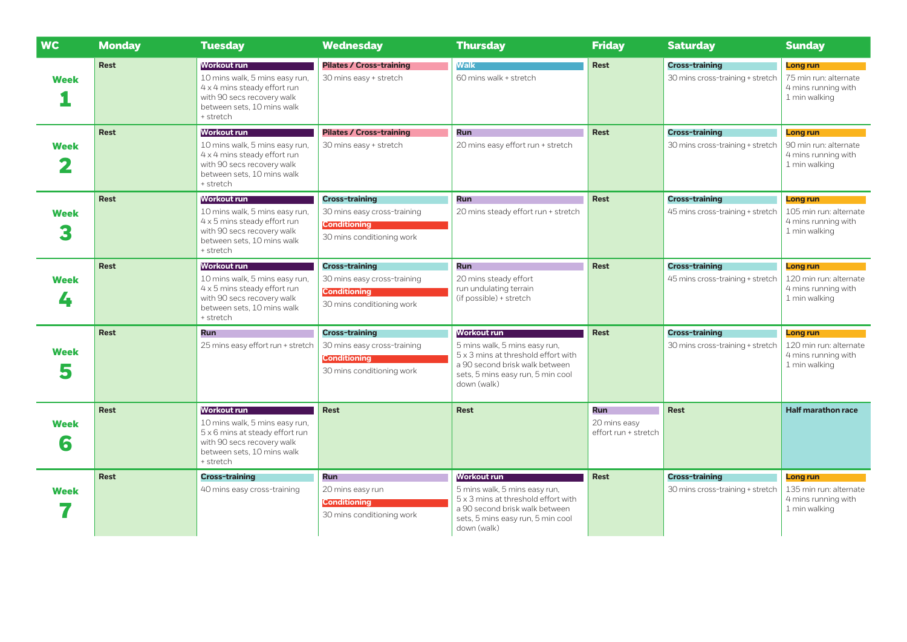| WC | Monday | Tuesday | Wednesday | Thursday | Friday | Saturday | Sunday |
|---|---|---|---|---|---|---|---|
| Week 1 | Rest | **Workout run** 10 mins walk, 5 mins easy run, 4 x 4 mins steady effort run with 90 secs recovery walk between sets, 10 mins walk + stretch | **Pilates / Cross-training** 30 mins easy + stretch | **Walk** 60 mins walk + stretch | Rest | **Cross-training** 30 mins cross-training + stretch | **Long run** 75 min run: alternate 4 mins running with 1 min walking |
| Week 2 | Rest | **Workout run** 10 mins walk, 5 mins easy run, 4 x 4 mins steady effort run with 90 secs recovery walk between sets, 10 mins walk + stretch | **Pilates / Cross-training** 30 mins easy + stretch | **Run** 20 mins easy effort run + stretch | Rest | **Cross-training** 30 mins cross-training + stretch | **Long run** 90 min run: alternate 4 mins running with 1 min walking |
| Week 3 | Rest | **Workout run** 10 mins walk, 5 mins easy run, 4 x 5 mins steady effort run with 90 secs recovery walk between sets, 10 mins walk + stretch | **Cross-training** 30 mins easy cross-training **Conditioning** 30 mins conditioning work | **Run** 20 mins steady effort run + stretch | Rest | **Cross-training** 45 mins cross-training + stretch | **Long run** 105 min run: alternate 4 mins running with 1 min walking |
| Week 4 | Rest | **Workout run** 10 mins walk, 5 mins easy run, 4 x 5 mins steady effort run with 90 secs recovery walk between sets, 10 mins walk + stretch | **Cross-training** 30 mins easy cross-training **Conditioning** 30 mins conditioning work | **Run** 20 mins steady effort run undulating terrain (if possible) + stretch | Rest | **Cross-training** 45 mins cross-training + stretch | **Long run** 120 min run: alternate 4 mins running with 1 min walking |
| Week 5 | Rest | **Run** 25 mins easy effort run + stretch | **Cross-training** 30 mins easy cross-training **Conditioning** 30 mins conditioning work | **Workout run** 5 mins walk, 5 mins easy run, 5 x 3 mins at threshold effort with a 90 second brisk walk between sets, 5 mins easy run, 5 min cool down (walk) | Rest | **Cross-training** 30 mins cross-training + stretch | **Long run** 120 min run: alternate 4 mins running with 1 min walking |
| Week 6 | Rest | **Workout run** 10 mins walk, 5 mins easy run, 5 x 6 mins at steady effort run with 90 secs recovery walk between sets, 10 mins walk + stretch | Rest | Rest | **Run** 20 mins easy effort run + stretch | Rest | **Half marathon race** |
| Week 7 | Rest | **Cross-training** 40 mins easy cross-training | **Run** 20 mins easy run **Conditioning** 30 mins conditioning work | **Workout run** 5 mins walk, 5 mins easy run, 5 x 3 mins at threshold effort with a 90 second brisk walk between sets, 5 mins easy run, 5 min cool down (walk) | Rest | **Cross-training** 30 mins cross-training + stretch | **Long run** 135 min run: alternate 4 mins running with 1 min walking |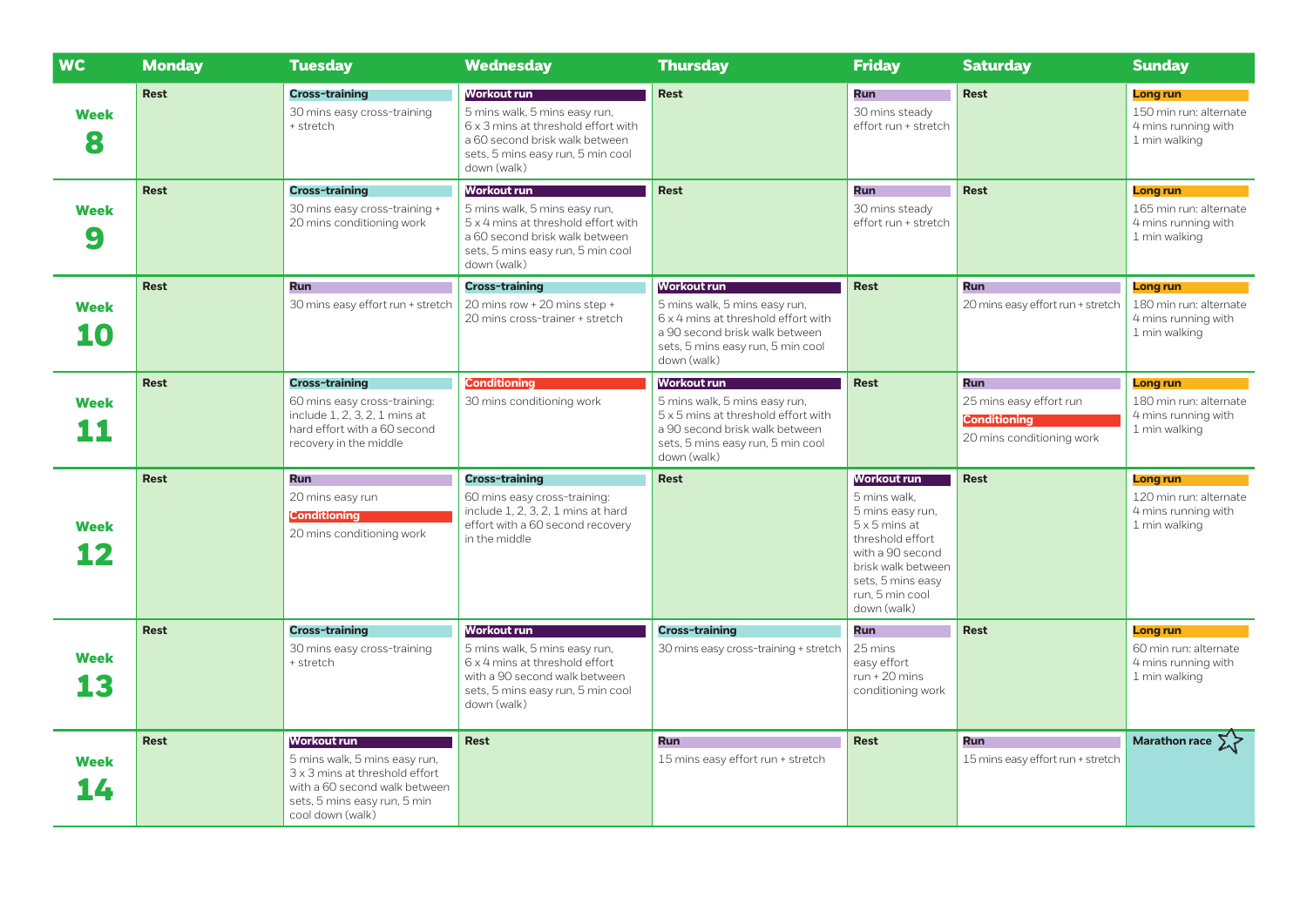| WC | Monday | Tuesday | Wednesday | Thursday | Friday | Saturday | Sunday |
|---|---|---|---|---|---|---|---|
| Week 8 | Rest | **Cross-training** 30 mins easy cross-training + stretch | **Workout run** 5 mins walk, 5 mins easy run, 6 x 3 mins at threshold effort with a 60 second brisk walk between sets, 5 mins easy run, 5 min cool down (walk) | Rest | **Run** 30 mins steady effort run + stretch | Rest | **Long run** 150 min run: alternate 4 mins running with 1 min walking |
| Week 9 | Rest | **Cross-training** 30 mins easy cross-training + 20 mins conditioning work | **Workout run** 5 mins walk, 5 mins easy run, 5 x 4 mins at threshold effort with a 60 second brisk walk between sets, 5 mins easy run, 5 min cool down (walk) | Rest | **Run** 30 mins steady effort run + stretch | Rest | **Long run** 165 min run: alternate 4 mins running with 1 min walking |
| Week 10 | Rest | **Run** 30 mins easy effort run + stretch | **Cross-training** 20 mins row + 20 mins step + 20 mins cross-trainer + stretch | **Workout run** 5 mins walk, 5 mins easy run, 6 x 4 mins at threshold effort with a 90 second brisk walk between sets, 5 mins easy run, 5 min cool down (walk) | Rest | **Run** 20 mins easy effort run + stretch | **Long run** 180 min run: alternate 4 mins running with 1 min walking |
| Week 11 | Rest | **Cross-training** 60 mins easy cross-training: include 1, 2, 3, 2, 1 mins at hard effort with a 60 second recovery in the middle | **Conditioning** 30 mins conditioning work | **Workout run** 5 mins walk, 5 mins easy run, 5 x 5 mins at threshold effort with a 90 second brisk walk between sets, 5 mins easy run, 5 min cool down (walk) | Rest | **Run** 25 mins easy effort run **Conditioning** 20 mins conditioning work | **Long run** 180 min run: alternate 4 mins running with 1 min walking |
| Week 12 | Rest | **Run** 20 mins easy run **Conditioning** 20 mins conditioning work | **Cross-training** 60 mins easy cross-training: include 1, 2, 3, 2, 1 mins at hard effort with a 60 second recovery in the middle | Rest | **Workout run** 5 mins walk, 5 mins easy run, 5 x 5 mins at threshold effort with a 90 second brisk walk between sets, 5 mins easy run, 5 min cool down (walk) | Rest | **Long run** 120 min run: alternate 4 mins running with 1 min walking |
| Week 13 | Rest | **Cross-training** 30 mins easy cross-training + stretch | **Workout run** 5 mins walk, 5 mins easy run, 6 x 4 mins at threshold effort with a 90 second walk between sets, 5 mins easy run, 5 min cool down (walk) | **Cross-training** 30 mins easy cross-training + stretch | **Run** 25 mins easy effort run + 20 mins conditioning work | Rest | **Long run** 60 min run: alternate 4 mins running with 1 min walking |
| Week 14 | Rest | **Workout run** 5 mins walk, 5 mins easy run, 3 x 3 mins at threshold effort with a 60 second walk between sets, 5 mins easy run, 5 min cool down (walk) | Rest | **Run** 15 mins easy effort run + stretch | Rest | **Run** 15 mins easy effort run + stretch | **Marathon race** |